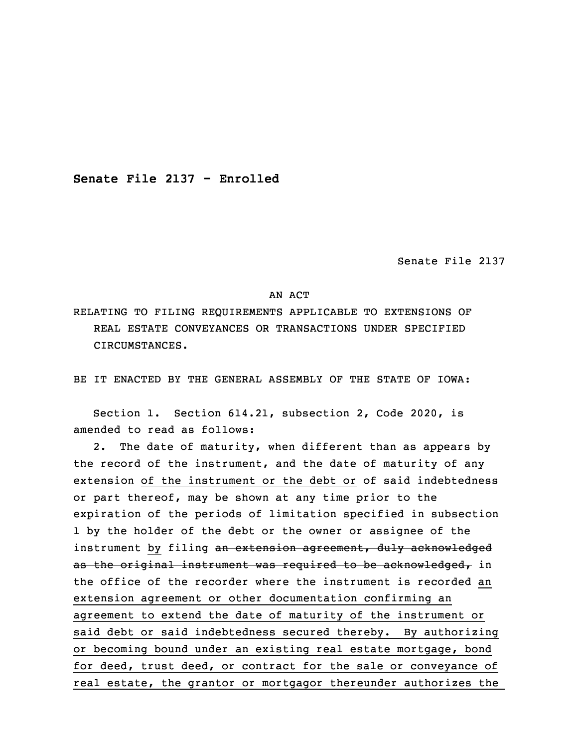**Senate File 2137 - Enrolled**

Senate File 2137

AN ACT

RELATING TO FILING REQUIREMENTS APPLICABLE TO EXTENSIONS OF REAL ESTATE CONVEYANCES OR TRANSACTIONS UNDER SPECIFIED CIRCUMSTANCES.

BE IT ENACTED BY THE GENERAL ASSEMBLY OF THE STATE OF IOWA:

Section 1. Section 614.21, subsection 2, Code 2020, is amended to read as follows:

2. The date of maturity, when different than as appears by the record of the instrument, and the date of maturity of any extension <u>of the instrument or the debt or</u> of said indebtedness or part thereof, may be shown at any time prior to the expiration of the periods of limitation specified in subsection 1 by the holder of the debt or the owner or assignee of the instrument <u>by</u> filing ~~an extension agreement, duly acknowledged as the original instrument was required to be acknowledged,~~ in the office of the recorder where the instrument is recorded <u>an extension agreement or other documentation confirming an agreement to extend the date of maturity of the instrument or said debt or said indebtedness secured thereby. By authorizing or becoming bound under an existing real estate mortgage, bond for deed, trust deed, or contract for the sale or conveyance of real estate, the grantor or mortgagor thereunder authorizes the</u>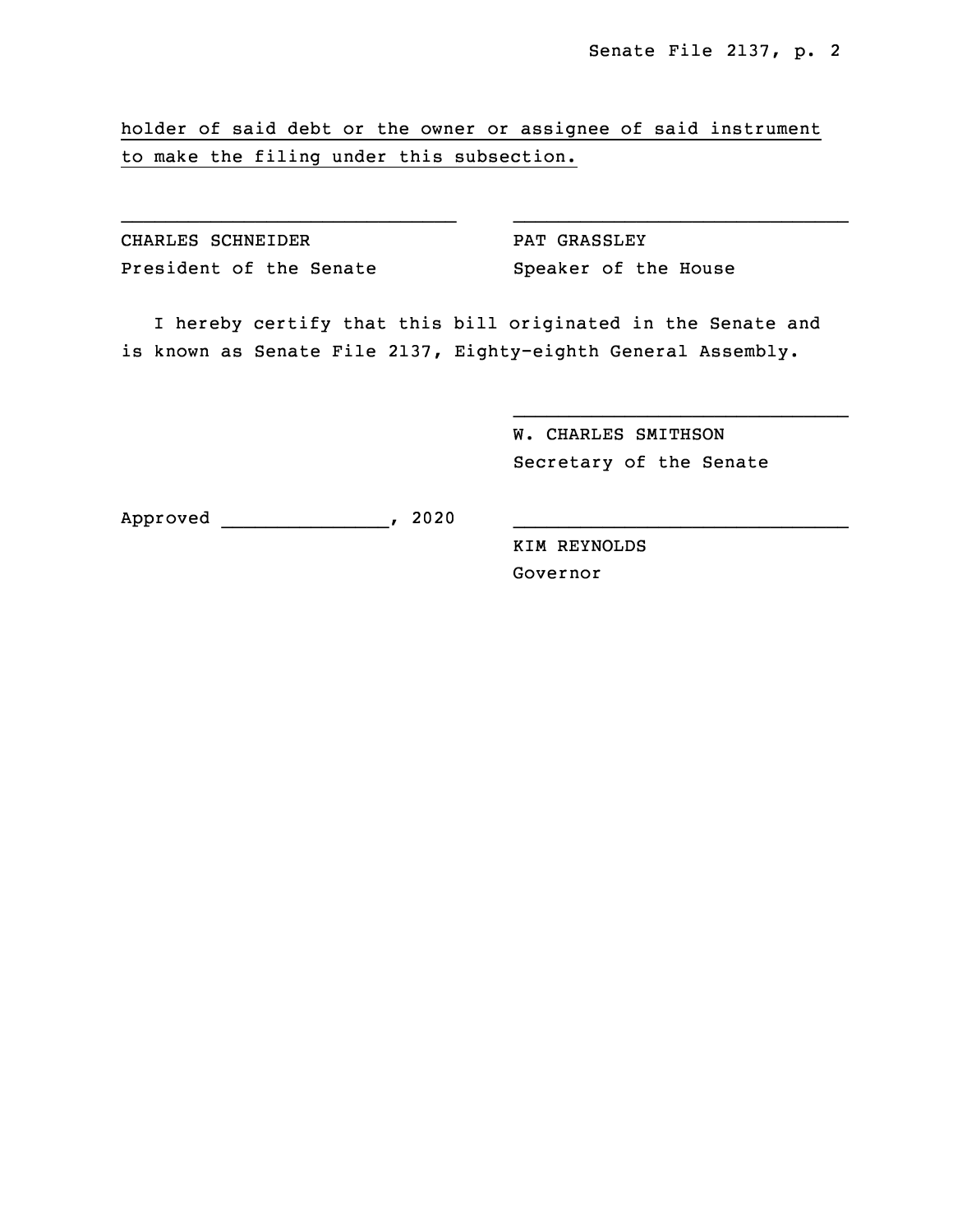holder of said debt or the owner or assignee of said instrument to make the filing under this subsection.

\_\_\_\_\_\_\_\_\_\_\_\_\_\_\_\_\_\_\_\_\_\_\_\_\_\_\_\_\_\_

CHARLES SCHNEIDER
President of the Senate

\_\_\_\_\_\_\_\_\_\_\_\_\_\_\_\_\_\_\_\_\_\_\_\_\_\_\_\_\_\_

PAT GRASSLEY
Speaker of the House

I hereby certify that this bill originated in the Senate and is known as Senate File 2137, Eighty-eighth General Assembly.

\_\_\_\_\_\_\_\_\_\_\_\_\_\_\_\_\_\_\_\_\_\_\_\_\_\_\_\_\_\_

W. CHARLES SMITHSON
Secretary of the Senate

Approved \_\_\_\_\_\_\_\_\_\_\_\_\_\_\_, 2020

\_\_\_\_\_\_\_\_\_\_\_\_\_\_\_\_\_\_\_\_\_\_\_\_\_\_\_\_\_\_

KIM REYNOLDS
Governor